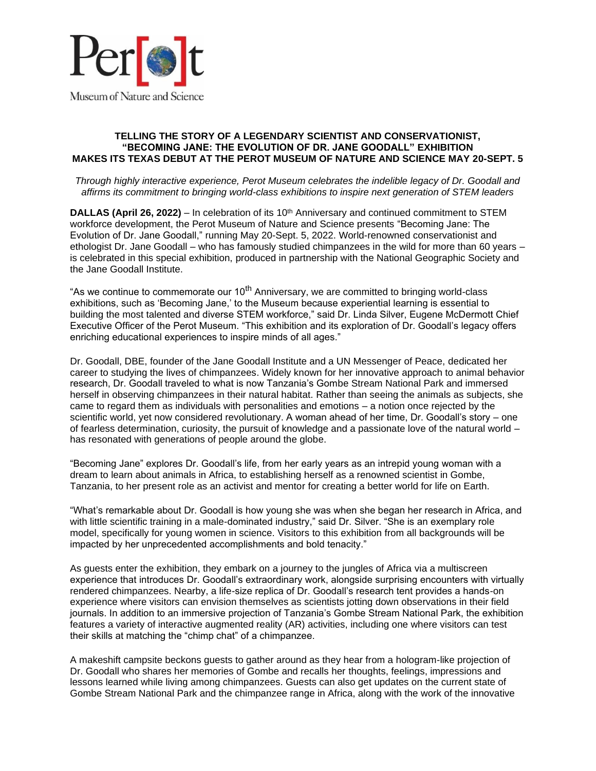Perot Museum of Nature and Science

**TELLING THE STORY OF A LEGENDARY SCIENTIST AND CONSERVATIONIST, "BECOMING JANE: THE EVOLUTION OF DR. JANE GOODALL" EXHIBITION MAKES ITS TEXAS DEBUT AT THE PEROT MUSEUM OF NATURE AND SCIENCE MAY 20-SEPT. 5**

*Through highly interactive experience, Perot Museum celebrates the indelible legacy of Dr. Goodall and affirms its commitment to bringing world-class exhibitions to inspire next generation of STEM leaders*

**DALLAS (April 26, 2022)** – In celebration of its 10th Anniversary and continued commitment to STEM workforce development, the Perot Museum of Nature and Science presents "Becoming Jane: The Evolution of Dr. Jane Goodall," running May 20-Sept. 5, 2022. World-renowned conservationist and ethologist Dr. Jane Goodall – who has famously studied chimpanzees in the wild for more than 60 years – is celebrated in this special exhibition, produced in partnership with the National Geographic Society and the Jane Goodall Institute.

"As we continue to commemorate our 10th Anniversary, we are committed to bringing world-class exhibitions, such as 'Becoming Jane,' to the Museum because experiential learning is essential to building the most talented and diverse STEM workforce," said Dr. Linda Silver, Eugene McDermott Chief Executive Officer of the Perot Museum. "This exhibition and its exploration of Dr. Goodall's legacy offers enriching educational experiences to inspire minds of all ages."

Dr. Goodall, DBE, founder of the Jane Goodall Institute and a UN Messenger of Peace, dedicated her career to studying the lives of chimpanzees. Widely known for her innovative approach to animal behavior research, Dr. Goodall traveled to what is now Tanzania's Gombe Stream National Park and immersed herself in observing chimpanzees in their natural habitat. Rather than seeing the animals as subjects, she came to regard them as individuals with personalities and emotions – a notion once rejected by the scientific world, yet now considered revolutionary. A woman ahead of her time, Dr. Goodall's story – one of fearless determination, curiosity, the pursuit of knowledge and a passionate love of the natural world – has resonated with generations of people around the globe.

"Becoming Jane" explores Dr. Goodall's life, from her early years as an intrepid young woman with a dream to learn about animals in Africa, to establishing herself as a renowned scientist in Gombe, Tanzania, to her present role as an activist and mentor for creating a better world for life on Earth.

"What's remarkable about Dr. Goodall is how young she was when she began her research in Africa, and with little scientific training in a male-dominated industry," said Dr. Silver. "She is an exemplary role model, specifically for young women in science. Visitors to this exhibition from all backgrounds will be impacted by her unprecedented accomplishments and bold tenacity."

As guests enter the exhibition, they embark on a journey to the jungles of Africa via a multiscreen experience that introduces Dr. Goodall's extraordinary work, alongside surprising encounters with virtually rendered chimpanzees. Nearby, a life-size replica of Dr. Goodall's research tent provides a hands-on experience where visitors can envision themselves as scientists jotting down observations in their field journals. In addition to an immersive projection of Tanzania's Gombe Stream National Park, the exhibition features a variety of interactive augmented reality (AR) activities, including one where visitors can test their skills at matching the "chimp chat" of a chimpanzee.

A makeshift campsite beckons guests to gather around as they hear from a hologram-like projection of Dr. Goodall who shares her memories of Gombe and recalls her thoughts, feelings, impressions and lessons learned while living among chimpanzees. Guests can also get updates on the current state of Gombe Stream National Park and the chimpanzee range in Africa, along with the work of the innovative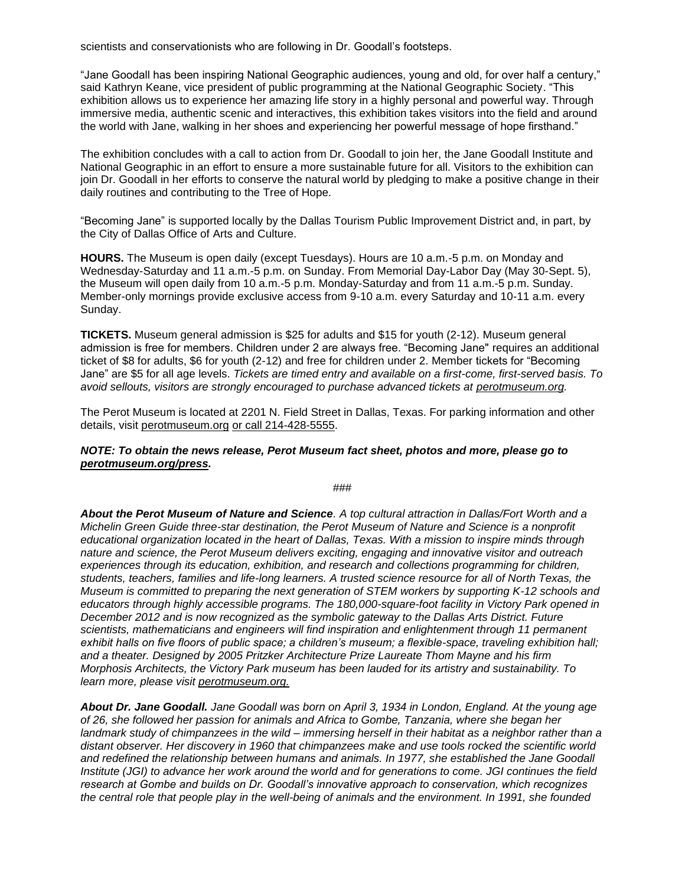scientists and conservationists who are following in Dr. Goodall's footsteps.

"Jane Goodall has been inspiring National Geographic audiences, young and old, for over half a century," said Kathryn Keane, vice president of public programming at the National Geographic Society. "This exhibition allows us to experience her amazing life story in a highly personal and powerful way. Through immersive media, authentic scenic and interactives, this exhibition takes visitors into the field and around the world with Jane, walking in her shoes and experiencing her powerful message of hope firsthand."

The exhibition concludes with a call to action from Dr. Goodall to join her, the Jane Goodall Institute and National Geographic in an effort to ensure a more sustainable future for all. Visitors to the exhibition can join Dr. Goodall in her efforts to conserve the natural world by pledging to make a positive change in their daily routines and contributing to the Tree of Hope.

"Becoming Jane" is supported locally by the Dallas Tourism Public Improvement District and, in part, by the City of Dallas Office of Arts and Culture.

**HOURS.** The Museum is open daily (except Tuesdays). Hours are 10 a.m.-5 p.m. on Monday and Wednesday-Saturday and 11 a.m.-5 p.m. on Sunday. From Memorial Day-Labor Day (May 30-Sept. 5), the Museum will open daily from 10 a.m.-5 p.m. Monday-Saturday and from 11 a.m.-5 p.m. Sunday. Member-only mornings provide exclusive access from 9-10 a.m. every Saturday and 10-11 a.m. every Sunday.

**TICKETS.** Museum general admission is $25 for adults and $15 for youth (2-12). Museum general admission is free for members. Children under 2 are always free. "Becoming Jane" requires an additional ticket of $8 for adults, $6 for youth (2-12) and free for children under 2. Member tickets for "Becoming Jane" are $5 for all age levels. *Tickets are timed entry and available on a first-come, first-served basis. To avoid sellouts, visitors are strongly encouraged to purchase advanced tickets at perotmuseum.org.*

The Perot Museum is located at 2201 N. Field Street in Dallas, Texas. For parking information and other details, visit perotmuseum.org or call 214-428-5555.

***NOTE: To obtain the news release, Perot Museum fact sheet, photos and more, please go to perotmuseum.org/press.***

###

***About the Perot Museum of Nature and Science****. A top cultural attraction in Dallas/Fort Worth and a Michelin Green Guide three-star destination, the Perot Museum of Nature and Science is a nonprofit educational organization located in the heart of Dallas, Texas. With a mission to inspire minds through nature and science, the Perot Museum delivers exciting, engaging and innovative visitor and outreach experiences through its education, exhibition, and research and collections programming for children, students, teachers, families and life-long learners. A trusted science resource for all of North Texas, the Museum is committed to preparing the next generation of STEM workers by supporting K-12 schools and educators through highly accessible programs. The 180,000-square-foot facility in Victory Park opened in December 2012 and is now recognized as the symbolic gateway to the Dallas Arts District. Future scientists, mathematicians and engineers will find inspiration and enlightenment through 11 permanent exhibit halls on five floors of public space; a children's museum; a flexible-space, traveling exhibition hall; and a theater. Designed by 2005 Pritzker Architecture Prize Laureate Thom Mayne and his firm Morphosis Architects, the Victory Park museum has been lauded for its artistry and sustainability. To learn more, please visit perotmuseum.org.*

***About Dr. Jane Goodall.*** *Jane Goodall was born on April 3, 1934 in London, England. At the young age of 26, she followed her passion for animals and Africa to Gombe, Tanzania, where she began her landmark study of chimpanzees in the wild – immersing herself in their habitat as a neighbor rather than a distant observer. Her discovery in 1960 that chimpanzees make and use tools rocked the scientific world and redefined the relationship between humans and animals. In 1977, she established the Jane Goodall Institute (JGI) to advance her work around the world and for generations to come. JGI continues the field research at Gombe and builds on Dr. Goodall's innovative approach to conservation, which recognizes the central role that people play in the well-being of animals and the environment. In 1991, she founded*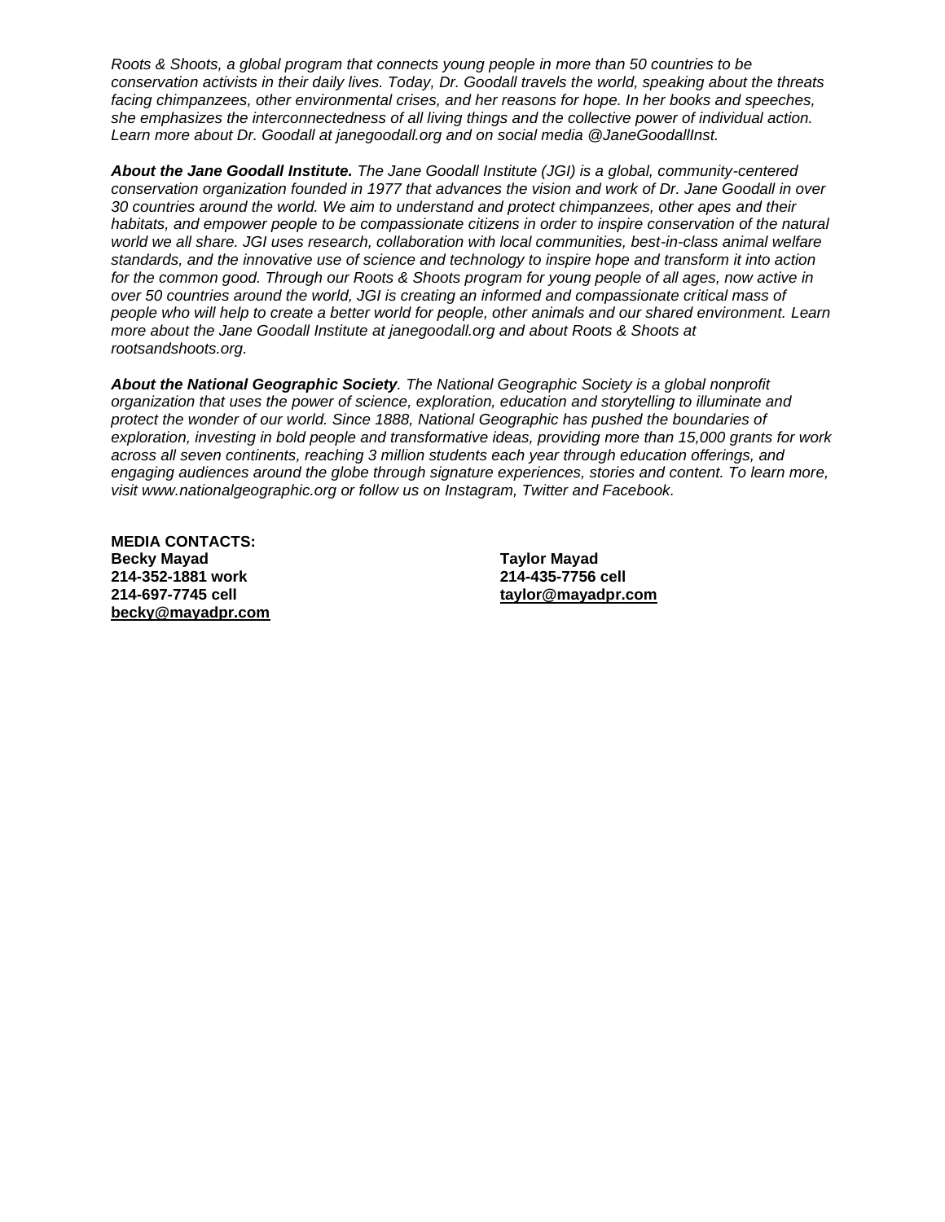*Roots & Shoots, a global program that connects young people in more than 50 countries to be conservation activists in their daily lives. Today, Dr. Goodall travels the world, speaking about the threats facing chimpanzees, other environmental crises, and her reasons for hope. In her books and speeches, she emphasizes the interconnectedness of all living things and the collective power of individual action. Learn more about Dr. Goodall at janegoodall.org and on social media @JaneGoodallInst.*

***About the Jane Goodall Institute.*** *The Jane Goodall Institute (JGI) is a global, community-centered conservation organization founded in 1977 that advances the vision and work of Dr. Jane Goodall in over 30 countries around the world. We aim to understand and protect chimpanzees, other apes and their habitats, and empower people to be compassionate citizens in order to inspire conservation of the natural world we all share. JGI uses research, collaboration with local communities, best-in-class animal welfare standards, and the innovative use of science and technology to inspire hope and transform it into action for the common good. Through our Roots & Shoots program for young people of all ages, now active in over 50 countries around the world, JGI is creating an informed and compassionate critical mass of people who will help to create a better world for people, other animals and our shared environment. Learn more about the Jane Goodall Institute at janegoodall.org and about Roots & Shoots at rootsandshoots.org.*

***About the National Geographic Society****. The National Geographic Society is a global nonprofit organization that uses the power of science, exploration, education and storytelling to illuminate and protect the wonder of our world. Since 1888, National Geographic has pushed the boundaries of exploration, investing in bold people and transformative ideas, providing more than 15,000 grants for work across all seven continents, reaching 3 million students each year through education offerings, and engaging audiences around the globe through signature experiences, stories and content. To learn more, visit www.nationalgeographic.org or follow us on Instagram, Twitter and Facebook.*

**MEDIA CONTACTS:**

**Becky Mayad**
**214-352-1881 work**
**214-697-7745 cell**
**becky@mayadpr.com**

**Taylor Mayad**
**214-435-7756 cell**
**taylor@mayadpr.com**